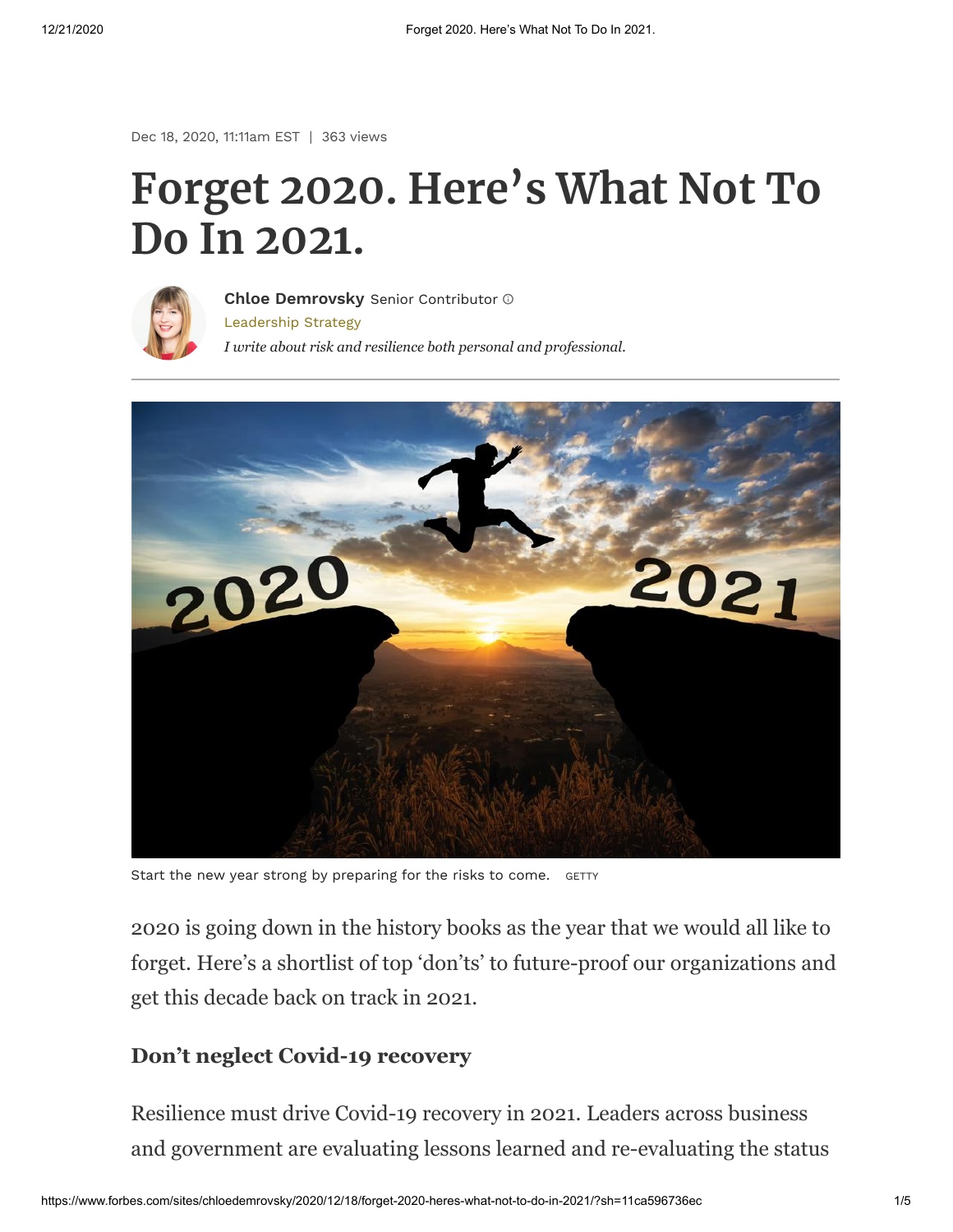Dec 18, 2020, 11:11am EST | 363 views

# Forget 2020. Here's What Not To Do In 2021.

**Chloe Demrovsky** Senior Contributor

Leadership Strategy

*I write about risk and resilience both personal and professional.*

Start the new year strong by preparing for the risks to come. GETTY

2020 is going down in the history books as the year that we would all like to forget. Here's a shortlist of top 'don'ts' to future-proof our organizations and get this decade back on track in 2021.

### Don't neglect Covid-19 recovery

Resilience must drive Covid-19 recovery in 2021. Leaders across business and government are evaluating lessons learned and re-evaluating the status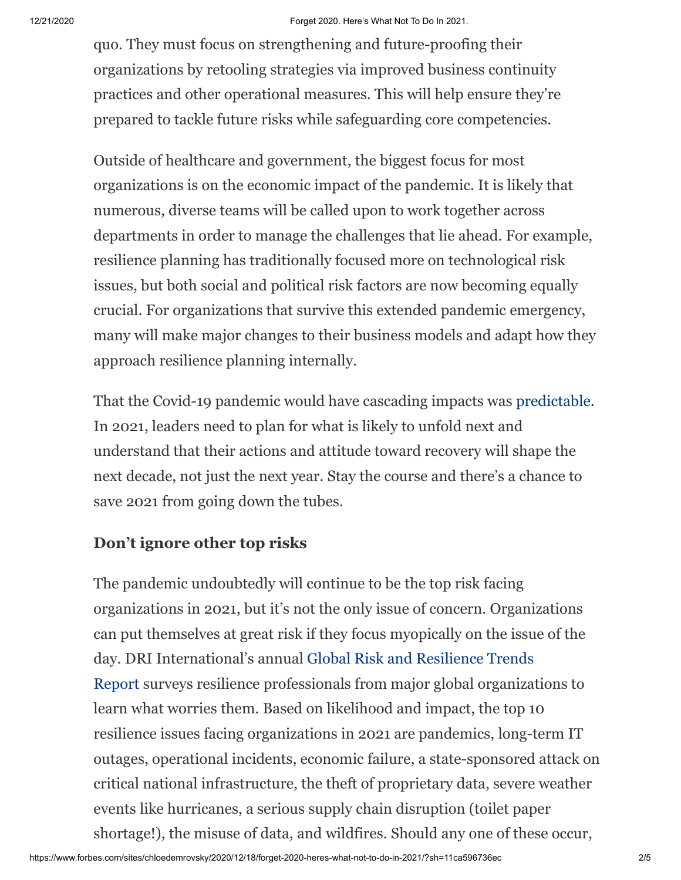quo. They must focus on strengthening and future-proofing their organizations by retooling strategies via improved business continuity practices and other operational measures. This will help ensure they're prepared to tackle future risks while safeguarding core competencies.

Outside of healthcare and government, the biggest focus for most organizations is on the economic impact of the pandemic. It is likely that numerous, diverse teams will be called upon to work together across departments in order to manage the challenges that lie ahead. For example, resilience planning has traditionally focused more on technological risk issues, but both social and political risk factors are now becoming equally crucial. For organizations that survive this extended pandemic emergency, many will make major changes to their business models and adapt how they approach resilience planning internally.

That the Covid-19 pandemic would have cascading impacts was predictable. In 2021, leaders need to plan for what is likely to unfold next and understand that their actions and attitude toward recovery will shape the next decade, not just the next year. Stay the course and there's a chance to save 2021 from going down the tubes.

### Don't ignore other top risks

The pandemic undoubtedly will continue to be the top risk facing organizations in 2021, but it's not the only issue of concern. Organizations can put themselves at great risk if they focus myopically on the issue of the day. DRI International's annual Global Risk and Resilience Trends Report surveys resilience professionals from major global organizations to learn what worries them. Based on likelihood and impact, the top 10 resilience issues facing organizations in 2021 are pandemics, long-term IT outages, operational incidents, economic failure, a state-sponsored attack on critical national infrastructure, the theft of proprietary data, severe weather events like hurricanes, a serious supply chain disruption (toilet paper shortage!), the misuse of data, and wildfires. Should any one of these occur,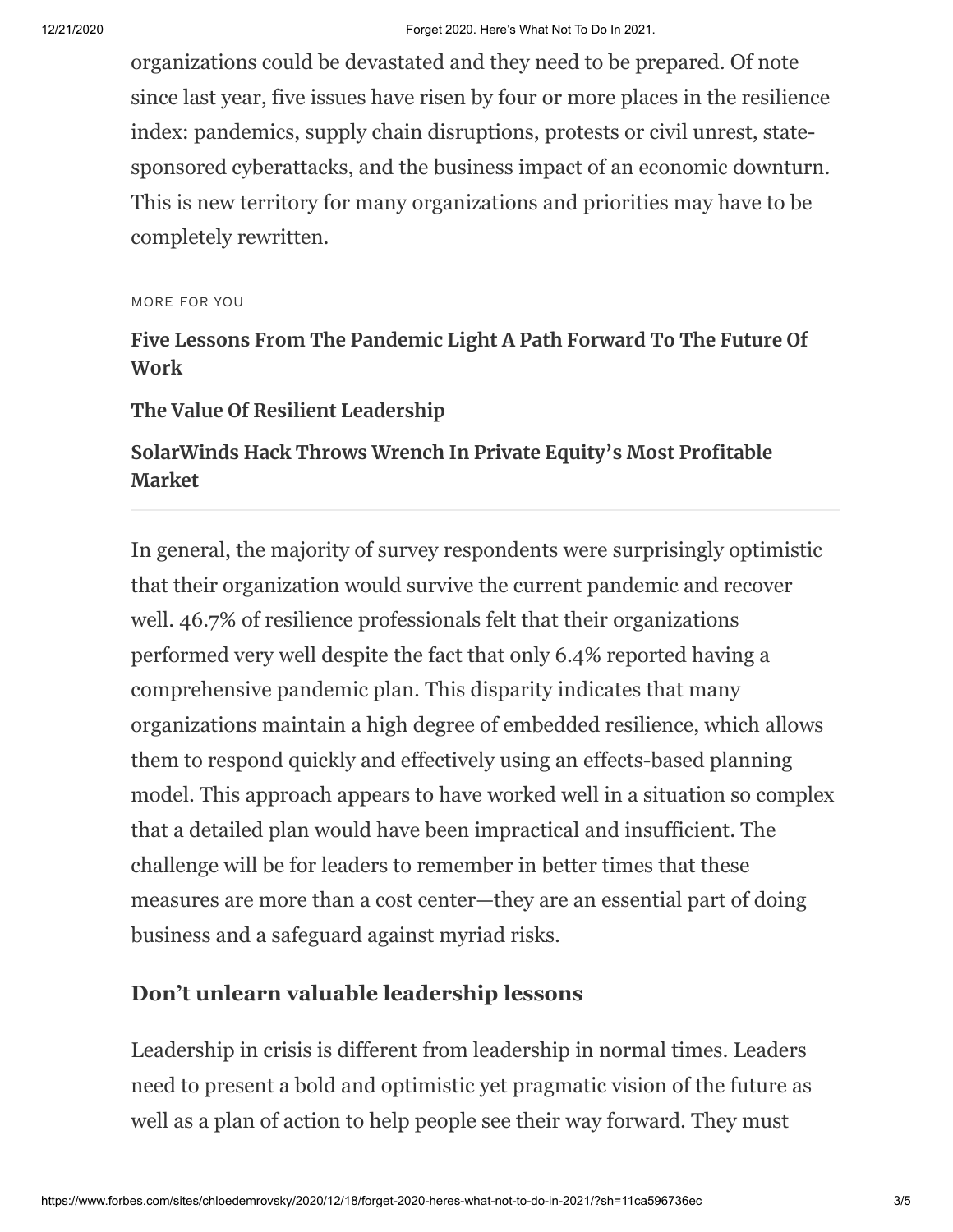organizations could be devastated and they need to be prepared. Of note since last year, five issues have risen by four or more places in the resilience index: pandemics, supply chain disruptions, protests or civil unrest, state-sponsored cyberattacks, and the business impact of an economic downturn. This is new territory for many organizations and priorities may have to be completely rewritten.

MORE FOR YOU

**Five Lessons From The Pandemic Light A Path Forward To The Future Of Work**

**The Value Of Resilient Leadership**

**SolarWinds Hack Throws Wrench In Private Equity's Most Profitable Market**

In general, the majority of survey respondents were surprisingly optimistic that their organization would survive the current pandemic and recover well. 46.7% of resilience professionals felt that their organizations performed very well despite the fact that only 6.4% reported having a comprehensive pandemic plan. This disparity indicates that many organizations maintain a high degree of embedded resilience, which allows them to respond quickly and effectively using an effects-based planning model. This approach appears to have worked well in a situation so complex that a detailed plan would have been impractical and insufficient. The challenge will be for leaders to remember in better times that these measures are more than a cost center—they are an essential part of doing business and a safeguard against myriad risks.

### Don't unlearn valuable leadership lessons

Leadership in crisis is different from leadership in normal times. Leaders need to present a bold and optimistic yet pragmatic vision of the future as well as a plan of action to help people see their way forward. They must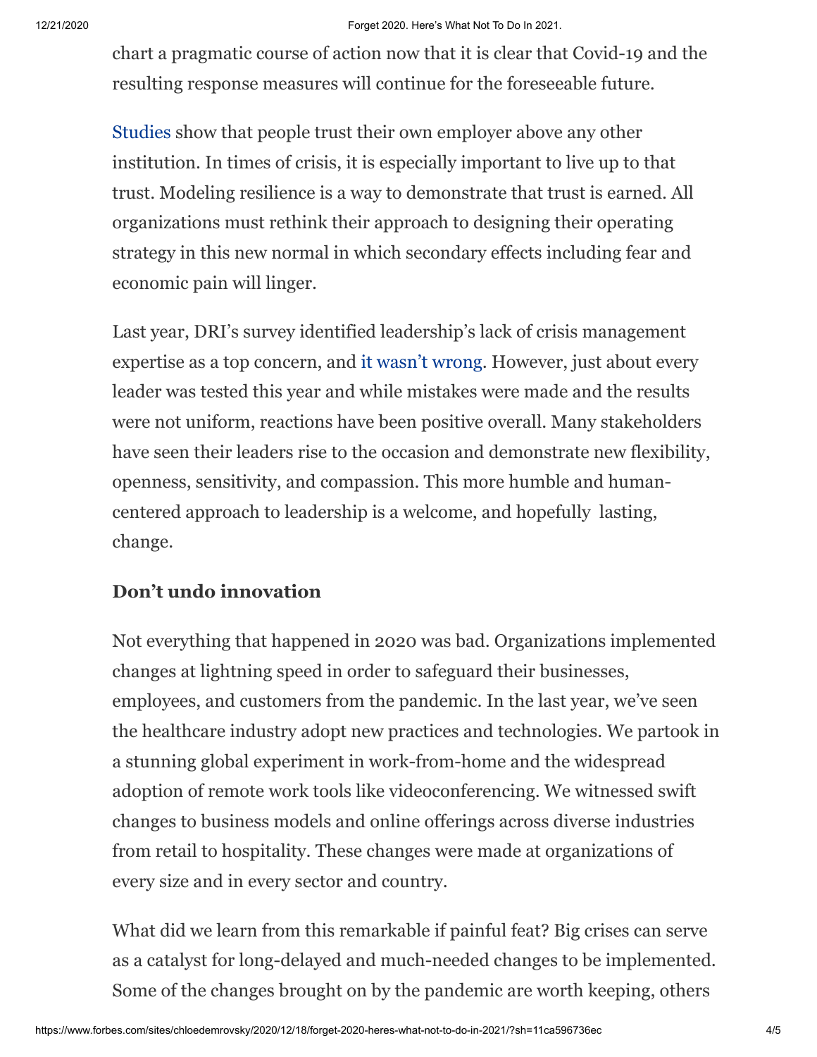chart a pragmatic course of action now that it is clear that Covid-19 and the resulting response measures will continue for the foreseeable future.

Studies show that people trust their own employer above any other institution. In times of crisis, it is especially important to live up to that trust. Modeling resilience is a way to demonstrate that trust is earned. All organizations must rethink their approach to designing their operating strategy in this new normal in which secondary effects including fear and economic pain will linger.

Last year, DRI's survey identified leadership's lack of crisis management expertise as a top concern, and it wasn't wrong. However, just about every leader was tested this year and while mistakes were made and the results were not uniform, reactions have been positive overall. Many stakeholders have seen their leaders rise to the occasion and demonstrate new flexibility, openness, sensitivity, and compassion. This more humble and human-centered approach to leadership is a welcome, and hopefully lasting, change.

### Don't undo innovation

Not everything that happened in 2020 was bad. Organizations implemented changes at lightning speed in order to safeguard their businesses, employees, and customers from the pandemic. In the last year, we've seen the healthcare industry adopt new practices and technologies. We partook in a stunning global experiment in work-from-home and the widespread adoption of remote work tools like videoconferencing. We witnessed swift changes to business models and online offerings across diverse industries from retail to hospitality. These changes were made at organizations of every size and in every sector and country.

What did we learn from this remarkable if painful feat? Big crises can serve as a catalyst for long-delayed and much-needed changes to be implemented. Some of the changes brought on by the pandemic are worth keeping, others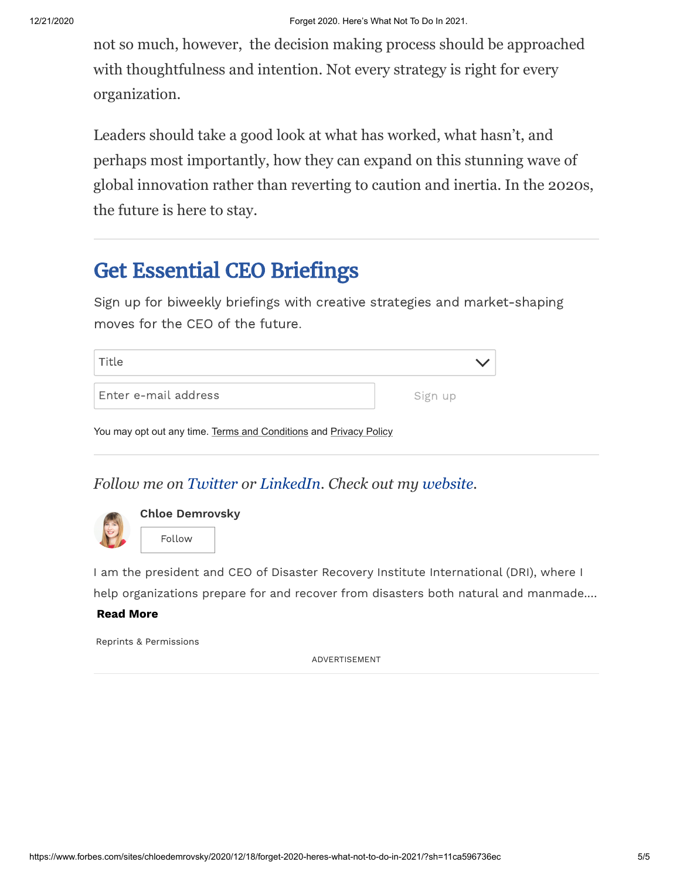not so much, however, the decision making process should be approached with thoughtfulness and intention. Not every strategy is right for every organization.

Leaders should take a good look at what has worked, what hasn't, and perhaps most importantly, how they can expand on this stunning wave of global innovation rather than reverting to caution and inertia. In the 2020s, the future is here to stay.

## Get Essential CEO Briefings

Sign up for biweekly briefings with creative strategies and market-shaping moves for the CEO of the future.

Title

Enter e-mail address

Sign up

You may opt out any time. Terms and Conditions and Privacy Policy

*Follow me on Twitter or LinkedIn. Check out my website.*

**Chloe Demrovsky**

Follow

I am the president and CEO of Disaster Recovery Institute International (DRI), where I help organizations prepare for and recover from disasters both natural and manmade....

**Read More**

Reprints & Permissions

ADVERTISEMENT